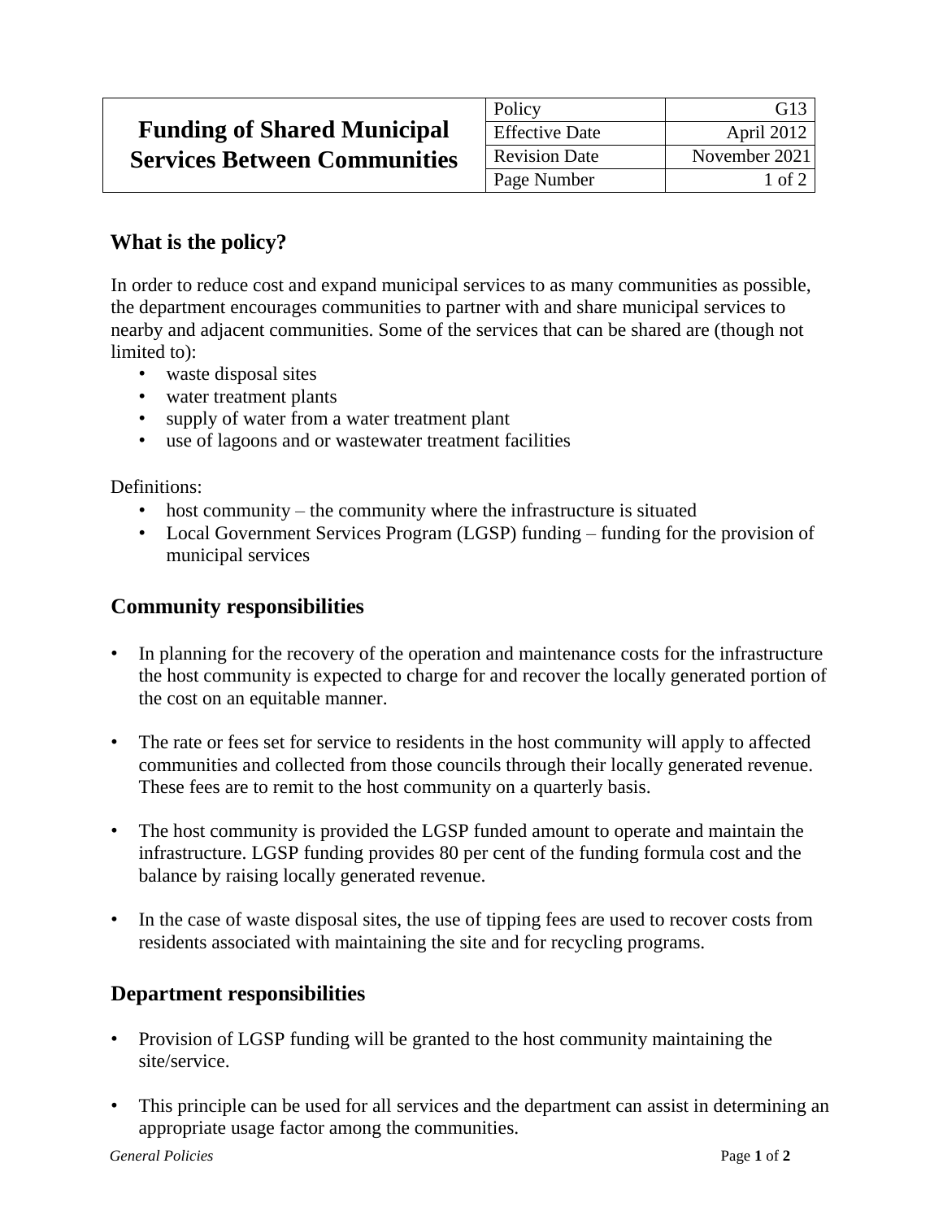# Funding of Shared Municipal Services Between Communities

| Policy | G13 |
| --- | --- |
| Effective Date | April 2012 |
| Revision Date | November 2021 |
| Page Number | 1 of 2 |

## What is the policy?

In order to reduce cost and expand municipal services to as many communities as possible, the department encourages communities to partner with and share municipal services to nearby and adjacent communities. Some of the services that can be shared are (though not limited to):

- waste disposal sites
- water treatment plants
- supply of water from a water treatment plant
- use of lagoons and or wastewater treatment facilities

Definitions:

- host community – the community where the infrastructure is situated
- Local Government Services Program (LGSP) funding – funding for the provision of municipal services

## Community responsibilities

- In planning for the recovery of the operation and maintenance costs for the infrastructure the host community is expected to charge for and recover the locally generated portion of the cost on an equitable manner.

- The rate or fees set for service to residents in the host community will apply to affected communities and collected from those councils through their locally generated revenue. These fees are to remit to the host community on a quarterly basis.

- The host community is provided the LGSP funded amount to operate and maintain the infrastructure. LGSP funding provides 80 per cent of the funding formula cost and the balance by raising locally generated revenue.

- In the case of waste disposal sites, the use of tipping fees are used to recover costs from residents associated with maintaining the site and for recycling programs.

## Department responsibilities

- Provision of LGSP funding will be granted to the host community maintaining the site/service.

- This principle can be used for all services and the department can assist in determining an appropriate usage factor among the communities.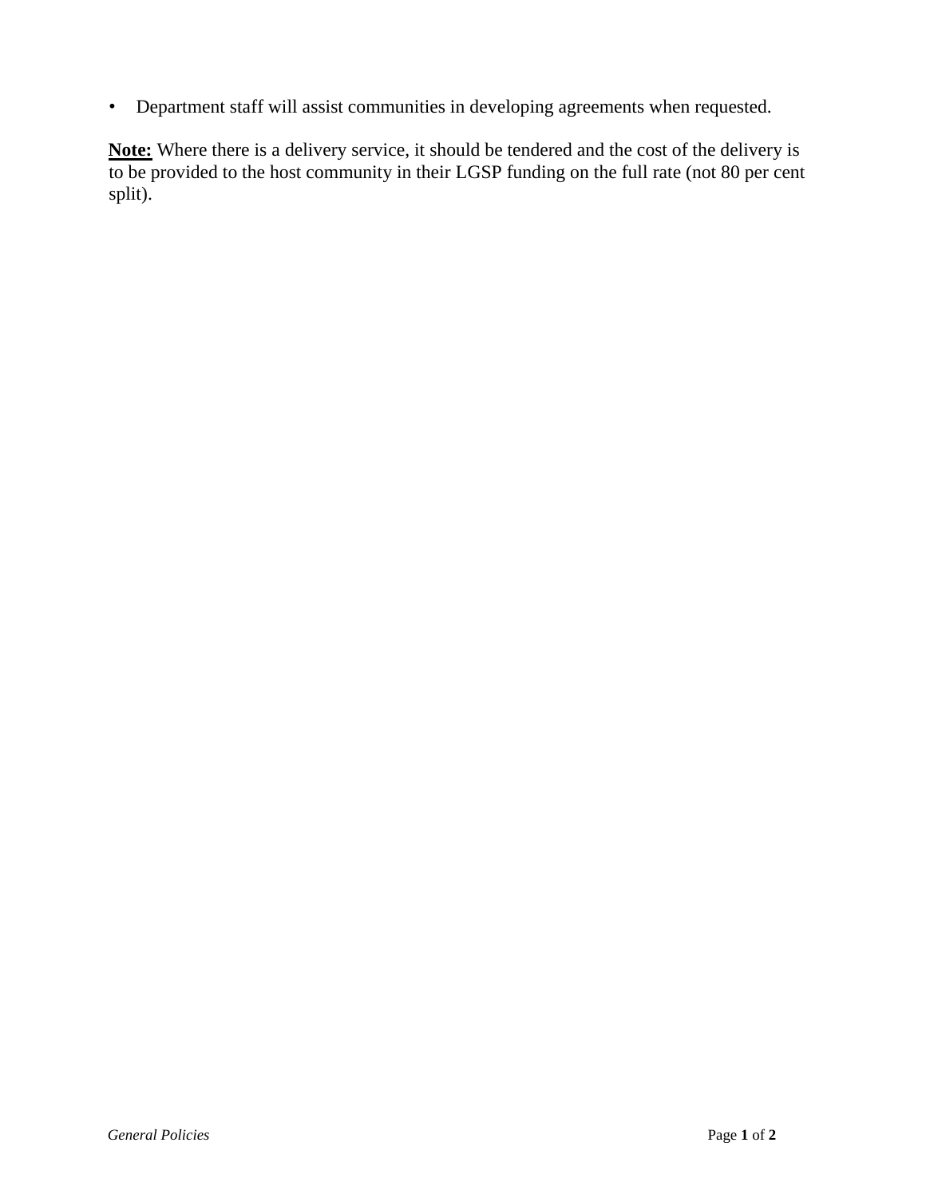- Department staff will assist communities in developing agreements when requested.

**Note:** Where there is a delivery service, it should be tendered and the cost of the delivery is to be provided to the host community in their LGSP funding on the full rate (not 80 per cent split).